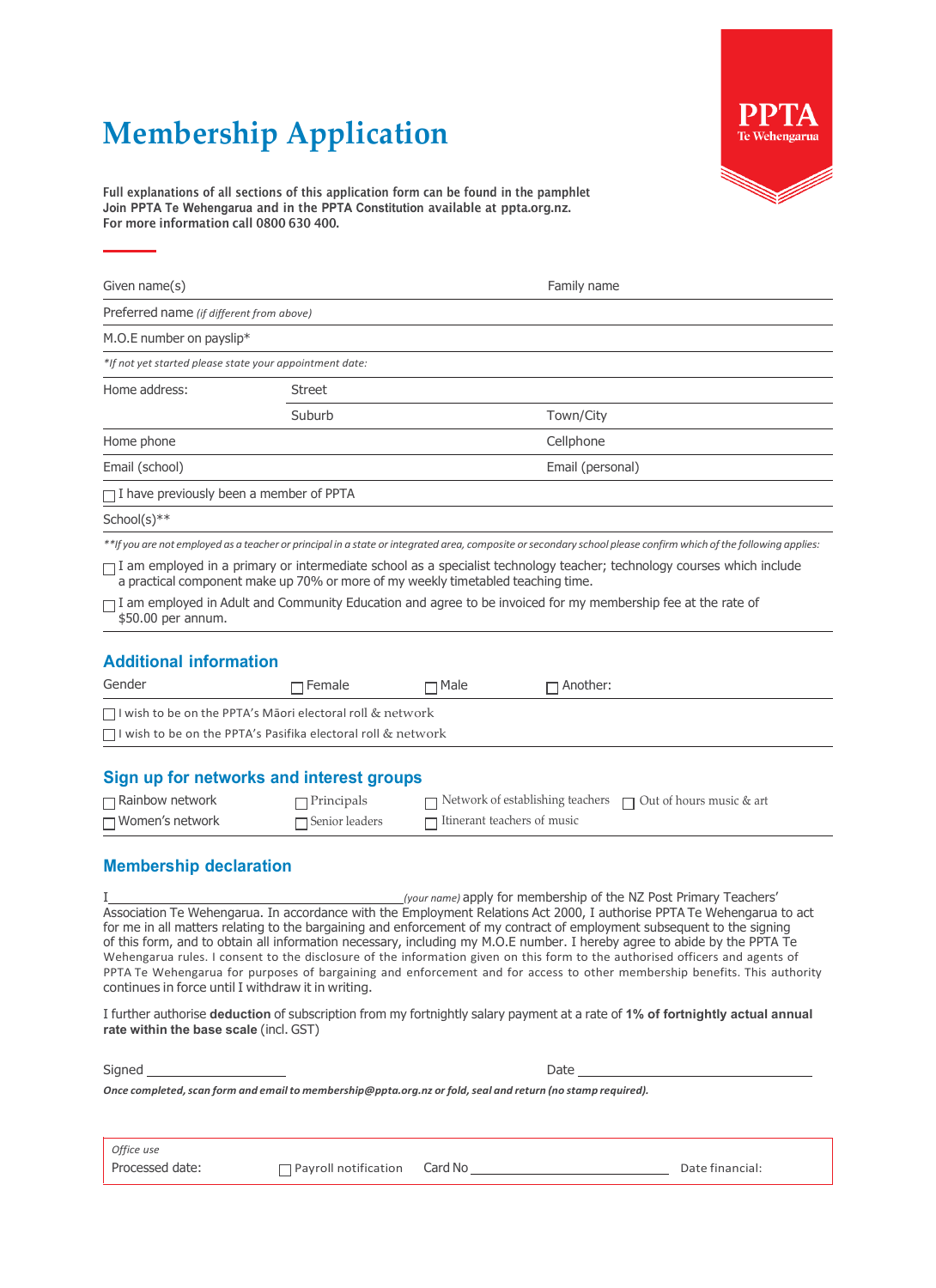PPTA
Te Wehengarua

# Membership Application

**Full explanations of all sections of this application form can be found in the pamphlet Join PPTA Te Wehengarua and in the PPTA Constitution available at ppta.org.nz. For more information call 0800 630 400.**

Given name(s) Family name

Preferred name *(if different from above)*

M.O.E number on payslip*

**If not yet started please state your appointment date:*

Home address: Street

Suburb Town/City

Home phone Cellphone

Email (school) Email (personal)

☐ I have previously been a member of PPTA

School(s)**

***If you are not employed as a teacher or principal in a state or integrated area, composite or secondary school please confirm which of the following applies:*

☐ I am employed in a primary or intermediate school as a specialist technology teacher; technology courses which include a practical component make up 70% or more of my weekly timetabled teaching time.

☐ I am employed in Adult and Community Education and agree to be invoiced for my membership fee at the rate of $50.00 per annum.

## Additional information

Gender ☐ Female ☐ Male ☐ Another:

☐ I wish to be on the PPTA's Māori electoral roll & network

☐ I wish to be on the PPTA's Pasifika electoral roll & network

## Sign up for networks and interest groups

☐ Rainbow network ☐ Principals ☐ Network of establishing teachers ☐ Out of hours music & art

☐ Women's network ☐ Senior leaders ☐ Itinerant teachers of music

## Membership declaration

I ______________________________ *(your name)* apply for membership of the NZ Post Primary Teachers' Association Te Wehengarua. In accordance with the Employment Relations Act 2000, I authorise PPTA Te Wehengarua to act for me in all matters relating to the bargaining and enforcement of my contract of employment subsequent to the signing of this form, and to obtain all information necessary, including my M.O.E number. I hereby agree to abide by the PPTA Te Wehengarua rules. I consent to the disclosure of the information given on this form to the authorised officers and agents of PPTA Te Wehengarua for purposes of bargaining and enforcement and for access to other membership benefits. This authority continues in force until I withdraw it in writing.

I further authorise **deduction** of subscription from my fortnightly salary payment at a rate of **1% of fortnightly actual annual rate within the base scale** (incl. GST)

Signed ____________________ Date ______________________________

***Once completed, scan form and email to membership@ppta.org.nz or fold, seal and return (no stamp required).***

*Office use*

Processed date: ☐ Payroll notification Card No ______________________ Date financial: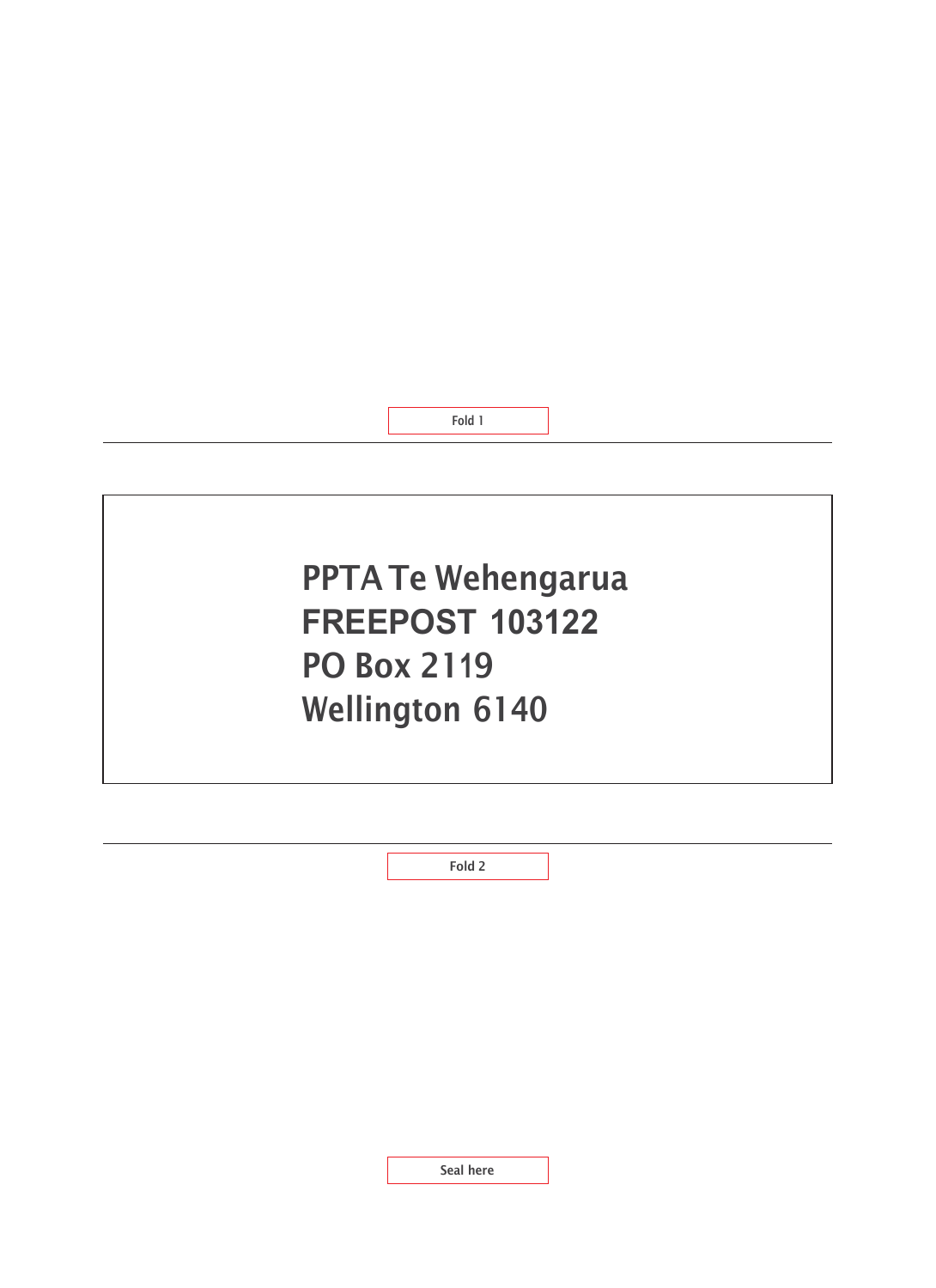Fold 1

PPTA Te Wehengarua
FREEPOST 103122
PO Box 2119
Wellington 6140

Fold 2

Seal here